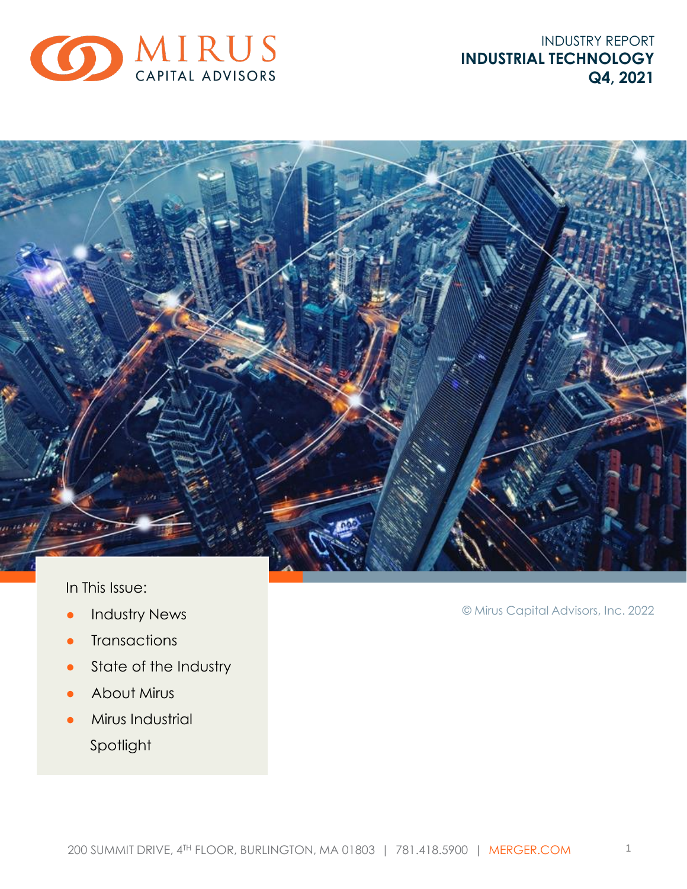MIRUS CAPITAL ADVISORS

INDUSTRY REPORT

# INDUSTRIAL TECHNOLOGY

## Q4, 2021

In This Issue:

- Industry News
- Transactions
- State of the Industry
- About Mirus
- Mirus Industrial Spotlight

© Mirus Capital Advisors, Inc. 2022

200 SUMMIT DRIVE, 4TH FLOOR, BURLINGTON, MA 01803 | 781.418.5900 | MERGER.COM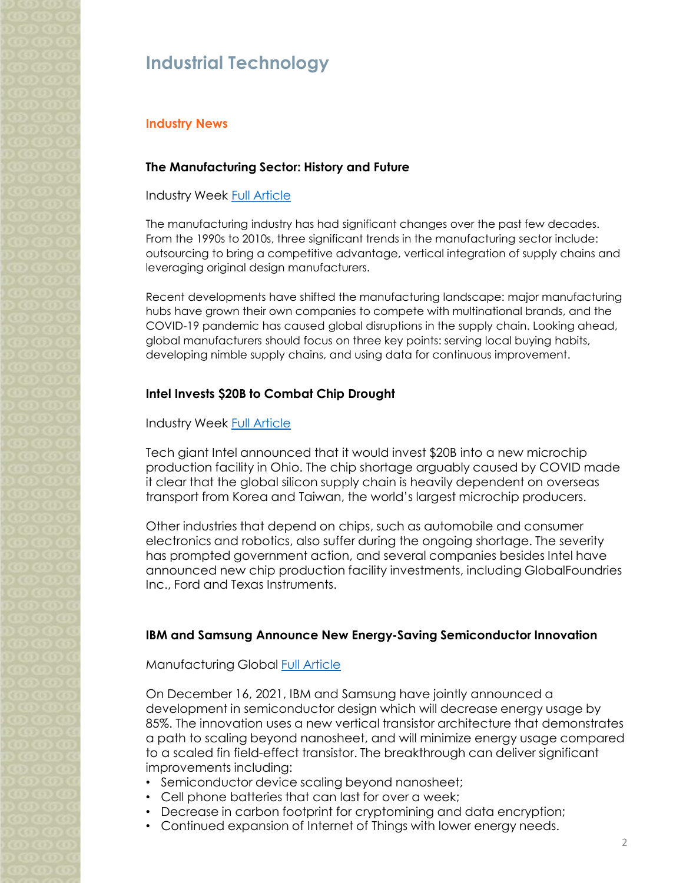# Industrial Technology

## Industry News

### The Manufacturing Sector: History and Future

Industry Week [Full Article]

The manufacturing industry has had significant changes over the past few decades. From the 1990s to 2010s, three significant trends in the manufacturing sector include: outsourcing to bring a competitive advantage, vertical integration of supply chains and leveraging original design manufacturers.

Recent developments have shifted the manufacturing landscape: major manufacturing hubs have grown their own companies to compete with multinational brands, and the COVID-19 pandemic has caused global disruptions in the supply chain. Looking ahead, global manufacturers should focus on three key points: serving local buying habits, developing nimble supply chains, and using data for continuous improvement.

### Intel Invests $20B to Combat Chip Drought

Industry Week [Full Article]

Tech giant Intel announced that it would invest $20B into a new microchip production facility in Ohio. The chip shortage arguably caused by COVID made it clear that the global silicon supply chain is heavily dependent on overseas transport from Korea and Taiwan, the world's largest microchip producers.

Other industries that depend on chips, such as automobile and consumer electronics and robotics, also suffer during the ongoing shortage. The severity has prompted government action, and several companies besides Intel have announced new chip production facility investments, including GlobalFoundries Inc., Ford and Texas Instruments.

### IBM and Samsung Announce New Energy-Saving Semiconductor Innovation

Manufacturing Global [Full Article]

On December 16, 2021, IBM and Samsung have jointly announced a development in semiconductor design which will decrease energy usage by 85%. The innovation uses a new vertical transistor architecture that demonstrates a path to scaling beyond nanosheet, and will minimize energy usage compared to a scaled fin field-effect transistor. The breakthrough can deliver significant improvements including:

- Semiconductor device scaling beyond nanosheet;
- Cell phone batteries that can last for over a week;
- Decrease in carbon footprint for cryptomining and data encryption;
- Continued expansion of Internet of Things with lower energy needs.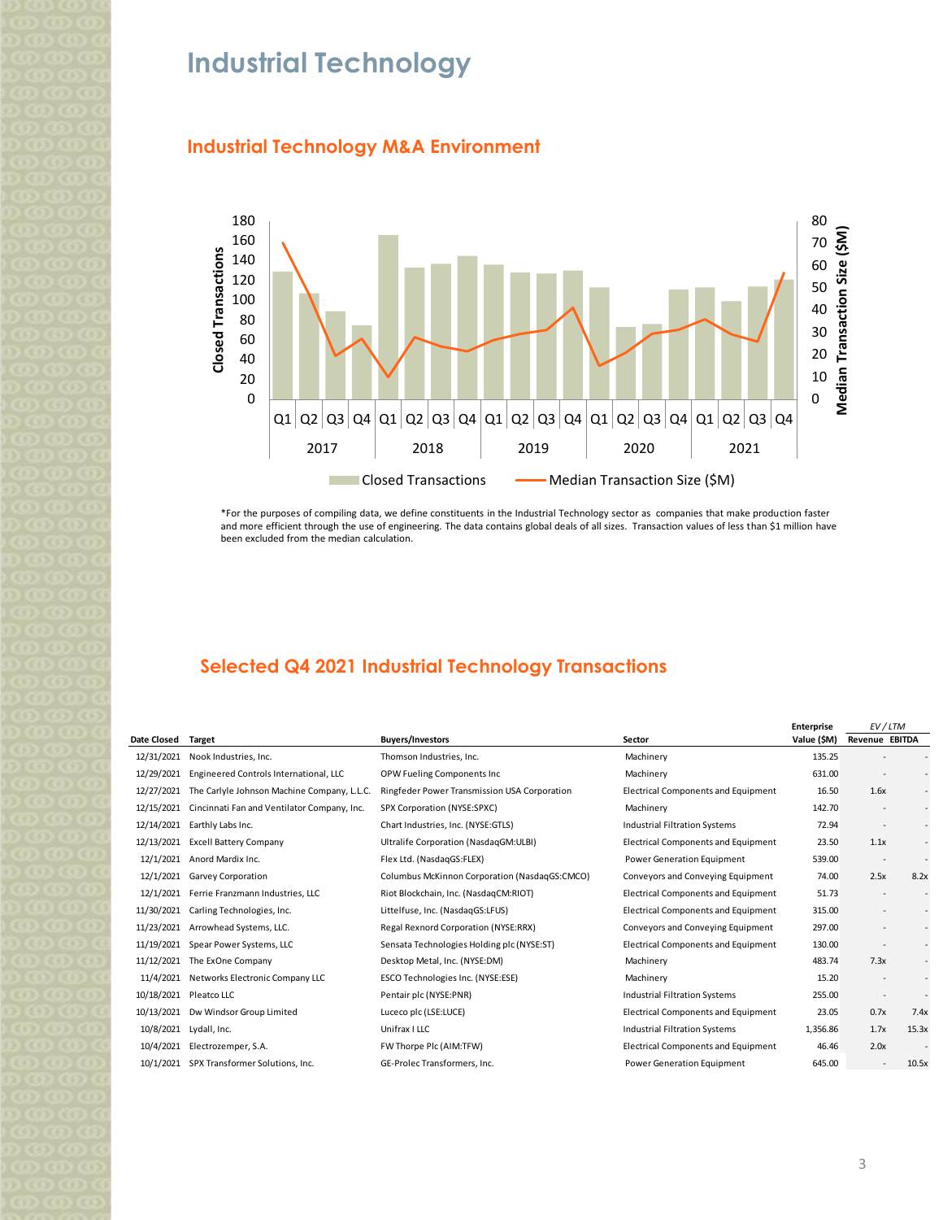# Industrial Technology

## Industrial Technology M&A Environment

Closed Transactions

Median Transaction Size ($M)

180
160
140
120
100
80
60
40
20
0

80
70
60
50
40
30
20
10
0

Q1 Q2 Q3 Q4 Q1 Q2 Q3 Q4 Q1 Q2 Q3 Q4 Q1 Q2 Q3 Q4 Q1 Q2 Q3 Q4

2017 2018 2019 2020 2021

Closed Transactions — Median Transaction Size ($M)

*For the purposes of compiling data, we define constituents in the Industrial Technology sector as companies that make production faster and more efficient through the use of engineering. The data contains global deals of all sizes. Transaction values of less than $1 million have been excluded from the median calculation.

## Selected Q4 2021 Industrial Technology Transactions

| Date Closed | Target | Buyers/Investors | Sector | Enterprise Value ($M) | EV / LTM Revenue | EV / LTM EBITDA |
|---|---|---|---|---|---|---|
| 12/31/2021 | Nook Industries, Inc. | Thomson Industries, Inc. | Machinery | 135.25 | - | - |
| 12/29/2021 | Engineered Controls International, LLC | OPW Fueling Components Inc | Machinery | 631.00 | - | - |
| 12/27/2021 | The Carlyle Johnson Machine Company, L.L.C. | Ringfeder Power Transmission USA Corporation | Electrical Components and Equipment | 16.50 | 1.6x | - |
| 12/15/2021 | Cincinnati Fan and Ventilator Company, Inc. | SPX Corporation (NYSE:SPXC) | Machinery | 142.70 | - | - |
| 12/14/2021 | Earthly Labs Inc. | Chart Industries, Inc. (NYSE:GTLS) | Industrial Filtration Systems | 72.94 | - | - |
| 12/13/2021 | Excell Battery Company | Ultralife Corporation (NasdaqGM:ULBI) | Electrical Components and Equipment | 23.50 | 1.1x | - |
| 12/1/2021 | Anord Mardix Inc. | Flex Ltd. (NasdaqGS:FLEX) | Power Generation Equipment | 539.00 | - | - |
| 12/1/2021 | Garvey Corporation | Columbus McKinnon Corporation (NasdaqGS:CMCO) | Conveyors and Conveying Equipment | 74.00 | 2.5x | 8.2x |
| 12/1/2021 | Ferrie Franzmann Industries, LLC | Riot Blockchain, Inc. (NasdaqCM:RIOT) | Electrical Components and Equipment | 51.73 | - | - |
| 11/30/2021 | Carling Technologies, Inc. | Littelfuse, Inc. (NasdaqGS:LFUS) | Electrical Components and Equipment | 315.00 | - | - |
| 11/23/2021 | Arrowhead Systems, LLC. | Regal Rexnord Corporation (NYSE:RRX) | Conveyors and Conveying Equipment | 297.00 | - | - |
| 11/19/2021 | Spear Power Systems, LLC | Sensata Technologies Holding plc (NYSE:ST) | Electrical Components and Equipment | 130.00 | - | - |
| 11/12/2021 | The ExOne Company | Desktop Metal, Inc. (NYSE:DM) | Machinery | 483.74 | 7.3x | - |
| 11/4/2021 | Networks Electronic Company LLC | ESCO Technologies Inc. (NYSE:ESE) | Machinery | 15.20 | - | - |
| 10/18/2021 | Pleatco LLC | Pentair plc (NYSE:PNR) | Industrial Filtration Systems | 255.00 | - | - |
| 10/13/2021 | Dw Windsor Group Limited | Luceco plc (LSE:LUCE) | Electrical Components and Equipment | 23.05 | 0.7x | 7.4x |
| 10/8/2021 | Lydall, Inc. | Unifrax I LLC | Industrial Filtration Systems | 1,356.86 | 1.7x | 15.3x |
| 10/4/2021 | Electrozemper, S.A. | FW Thorpe Plc (AIM:TFW) | Electrical Components and Equipment | 46.46 | 2.0x | - |
| 10/1/2021 | SPX Transformer Solutions, Inc. | GE-Prolec Transformers, Inc. | Power Generation Equipment | 645.00 | - | 10.5x |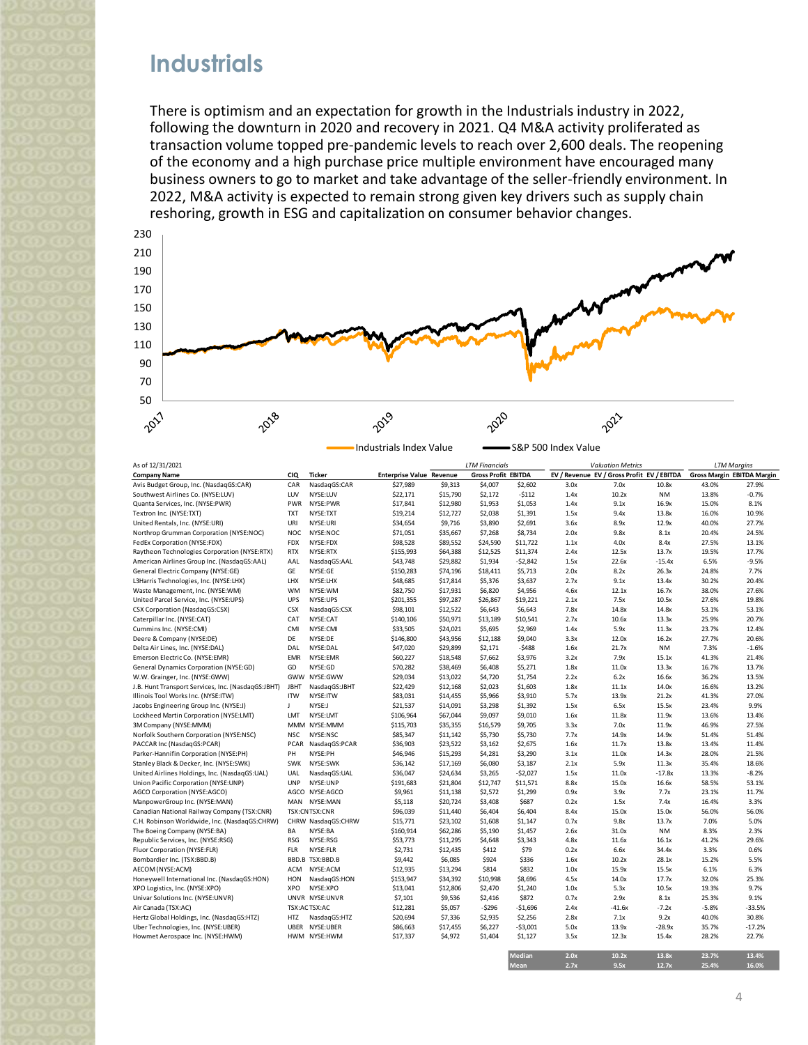# Industrials

There is optimism and an expectation for growth in the Industrials industry in 2022, following the downturn in 2020 and recovery in 2021. Q4 M&A activity proliferated as transaction volume topped pre-pandemic levels to reach over 2,600 deals. The reopening of the economy and a high purchase price multiple environment have encouraged many business owners to go to market and take advantage of the seller-friendly environment. In 2022, M&A activity is expected to remain strong given key drivers such as supply chain reshoring, growth in ESG and capitalization on consumer behavior changes.

230
210
190
170
150
130
110
90
70
50

2017
2018
2019
2020
2021

Industrials Index Value
S&P 500 Index Value

As of 12/31/2021

| | | | | *LTM Financials* | | | *Valuation Metrics* | | | *LTM Margins* | |
|---|---|---|---|---|---|---|---|---|---|---|---|
| **Company Name** | **CIQ** | **Ticker** | **Enterprise Value** | **Revenue** | **Gross Profit** | **EBITDA** | **EV / Revenue** | **EV / Gross Profit** | **EV / EBITDA** | **Gross Margin** | **EBITDA Margin** |
| Avis Budget Group, Inc. (NasdaqGS:CAR) | CAR | NasdaqGS:CAR | $27,989 | $9,313 | $4,007 | $2,602 | 3.0x | 7.0x | 10.8x | 43.0% | 27.9% |
| Southwest Airlines Co. (NYSE:LUV) | LUV | NYSE:LUV | $22,171 | $15,790 | $2,172 | -$112 | 1.4x | 10.2x | NM | 13.8% | -0.7% |
| Quanta Services, Inc. (NYSE:PWR) | PWR | NYSE:PWR | $17,841 | $12,980 | $1,953 | $1,053 | 1.4x | 9.1x | 16.9x | 15.0% | 8.1% |
| Textron Inc. (NYSE:TXT) | TXT | NYSE:TXT | $19,214 | $12,727 | $2,038 | $1,391 | 1.5x | 9.4x | 13.8x | 16.0% | 10.9% |
| United Rentals, Inc. (NYSE:URI) | URI | NYSE:URI | $34,654 | $9,716 | $3,890 | $2,691 | 3.6x | 8.9x | 12.9x | 40.0% | 27.7% |
| Northrop Grumman Corporation (NYSE:NOC) | NOC | NYSE:NOC | $71,051 | $35,667 | $7,268 | $8,734 | 2.0x | 9.8x | 8.1x | 20.4% | 24.5% |
| FedEx Corporation (NYSE:FDX) | FDX | NYSE:FDX | $98,528 | $89,552 | $24,590 | $11,722 | 1.1x | 4.0x | 8.4x | 27.5% | 13.1% |
| Raytheon Technologies Corporation (NYSE:RTX) | RTX | NYSE:RTX | $155,993 | $64,388 | $12,525 | $11,374 | 2.4x | 12.5x | 13.7x | 19.5% | 17.7% |
| American Airlines Group Inc. (NasdaqGS:AAL) | AAL | NasdaqGS:AAL | $43,748 | $29,882 | $1,934 | -$2,842 | 1.5x | 22.6x | -15.4x | 6.5% | -9.5% |
| General Electric Company (NYSE:GE) | GE | NYSE:GE | $150,283 | $74,196 | $18,411 | $5,713 | 2.0x | 8.2x | 26.3x | 24.8% | 7.7% |
| L3Harris Technologies, Inc. (NYSE:LHX) | LHX | NYSE:LHX | $48,685 | $17,814 | $5,376 | $3,637 | 2.7x | 9.1x | 13.4x | 30.2% | 20.4% |
| Waste Management, Inc. (NYSE:WM) | WM | NYSE:WM | $82,750 | $17,931 | $6,820 | $4,956 | 4.6x | 12.1x | 16.7x | 38.0% | 27.6% |
| United Parcel Service, Inc. (NYSE:UPS) | UPS | NYSE:UPS | $201,355 | $97,287 | $26,867 | $19,221 | 2.1x | 7.5x | 10.5x | 27.6% | 19.8% |
| CSX Corporation (NasdaqGS:CSX) | CSX | NasdaqGS:CSX | $98,101 | $12,522 | $6,643 | $6,643 | 7.8x | 14.8x | 14.8x | 53.1% | 53.1% |
| Caterpillar Inc. (NYSE:CAT) | CAT | NYSE:CAT | $140,106 | $50,971 | $13,189 | $10,541 | 2.7x | 10.6x | 13.3x | 25.9% | 20.7% |
| Cummins Inc. (NYSE:CMI) | CMI | NYSE:CMI | $33,505 | $24,021 | $5,695 | $2,969 | 1.4x | 5.9x | 11.3x | 23.7% | 12.4% |
| Deere & Company (NYSE:DE) | DE | NYSE:DE | $146,800 | $43,956 | $12,188 | $9,040 | 3.3x | 12.0x | 16.2x | 27.7% | 20.6% |
| Delta Air Lines, Inc. (NYSE:DAL) | DAL | NYSE:DAL | $47,020 | $29,899 | $2,171 | -$488 | 1.6x | 21.7x | NM | 7.3% | -1.6% |
| Emerson Electric Co. (NYSE:EMR) | EMR | NYSE:EMR | $60,227 | $18,548 | $7,662 | $3,976 | 3.2x | 7.9x | 15.1x | 41.3% | 21.4% |
| General Dynamics Corporation (NYSE:GD) | GD | NYSE:GD | $70,282 | $38,469 | $6,408 | $5,271 | 1.8x | 11.0x | 13.3x | 16.7% | 13.7% |
| W.W. Grainger, Inc. (NYSE:GWW) | GWW | NYSE:GWW | $29,034 | $13,022 | $4,720 | $1,754 | 2.2x | 6.2x | 16.6x | 36.2% | 13.5% |
| J.B. Hunt Transport Services, Inc. (NasdaqGS:JBHT) | JBHT | NasdaqGS:JBHT | $22,429 | $12,168 | $2,023 | $1,603 | 1.8x | 11.1x | 14.0x | 16.6% | 13.2% |
| Illinois Tool Works Inc. (NYSE:ITW) | ITW | NYSE:ITW | $83,031 | $14,455 | $5,966 | $3,910 | 5.7x | 13.9x | 21.2x | 41.3% | 27.0% |
| Jacobs Engineering Group Inc. (NYSE:J) | J | NYSE:J | $21,537 | $14,091 | $3,298 | $1,392 | 1.5x | 6.5x | 15.5x | 23.4% | 9.9% |
| Lockheed Martin Corporation (NYSE:LMT) | LMT | NYSE:LMT | $106,964 | $67,044 | $9,097 | $9,010 | 1.6x | 11.8x | 11.9x | 13.6% | 13.4% |
| 3M Company (NYSE:MMM) | MMM | NYSE:MMM | $115,703 | $35,355 | $16,579 | $9,705 | 3.3x | 7.0x | 11.9x | 46.9% | 27.5% |
| Norfolk Southern Corporation (NYSE:NSC) | NSC | NYSE:NSC | $85,347 | $11,142 | $5,730 | $5,730 | 7.7x | 14.9x | 14.9x | 51.4% | 51.4% |
| PACCAR Inc (NasdaqGS:PCAR) | PCAR | NasdaqGS:PCAR | $36,903 | $23,522 | $3,162 | $2,675 | 1.6x | 11.7x | 13.8x | 13.4% | 11.4% |
| Parker-Hannifin Corporation (NYSE:PH) | PH | NYSE:PH | $46,946 | $15,293 | $4,281 | $3,290 | 3.1x | 11.0x | 14.3x | 28.0% | 21.5% |
| Stanley Black & Decker, Inc. (NYSE:SWK) | SWK | NYSE:SWK | $36,142 | $17,169 | $6,080 | $3,187 | 2.1x | 5.9x | 11.3x | 35.4% | 18.6% |
| United Airlines Holdings, Inc. (NasdaqGS:UAL) | UAL | NasdaqGS:UAL | $36,047 | $24,634 | $3,265 | -$2,027 | 1.5x | 11.0x | -17.8x | 13.3% | -8.2% |
| Union Pacific Corporation (NYSE:UNP) | UNP | NYSE:UNP | $191,683 | $21,804 | $12,747 | $11,571 | 8.8x | 15.0x | 16.6x | 58.5% | 53.1% |
| AGCO Corporation (NYSE:AGCO) | AGCO | NYSE:AGCO | $9,961 | $11,138 | $2,572 | $1,299 | 0.9x | 3.9x | 7.7x | 23.1% | 11.7% |
| ManpowerGroup Inc. (NYSE:MAN) | MAN | NYSE:MAN | $5,118 | $20,724 | $3,408 | $687 | 0.2x | 1.5x | 7.4x | 16.4% | 3.3% |
| Canadian National Railway Company (TSX:CNR) | TSX:CNR | TSX:CNR | $96,039 | $11,440 | $6,404 | $6,404 | 8.4x | 15.0x | 15.0x | 56.0% | 56.0% |
| C.H. Robinson Worldwide, Inc. (NasdaqGS:CHRW) | CHRW | NasdaqGS:CHRW | $15,771 | $23,102 | $1,608 | $1,147 | 0.7x | 9.8x | 13.7x | 7.0% | 5.0% |
| The Boeing Company (NYSE:BA) | BA | NYSE:BA | $160,914 | $62,286 | $5,190 | $1,457 | 2.6x | 31.0x | NM | 8.3% | 2.3% |
| Republic Services, Inc. (NYSE:RSG) | RSG | NYSE:RSG | $53,773 | $11,295 | $4,648 | $3,343 | 4.8x | 11.6x | 16.1x | 41.2% | 29.6% |
| Fluor Corporation (NYSE:FLR) | FLR | NYSE:FLR | $2,731 | $12,435 | $412 | $79 | 0.2x | 6.6x | 34.4x | 3.3% | 0.6% |
| Bombardier Inc. (TSX:BBD.B) | BBD.B | TSX:BBD.B | $9,442 | $6,085 | $924 | $336 | 1.6x | 10.2x | 28.1x | 15.2% | 5.5% |
| AECOM (NYSE:ACM) | ACM | NYSE:ACM | $12,935 | $13,294 | $814 | $832 | 1.0x | 15.9x | 15.5x | 6.1% | 6.3% |
| Honeywell International Inc. (NasdaqGS:HON) | HON | NasdaqGS:HON | $153,947 | $34,392 | $10,998 | $8,696 | 4.5x | 14.0x | 17.7x | 32.0% | 25.3% |
| XPO Logistics, Inc. (NYSE:XPO) | XPO | NYSE:XPO | $13,041 | $12,806 | $2,470 | $1,240 | 1.0x | 5.3x | 10.5x | 19.3% | 9.7% |
| Univar Solutions Inc. (NYSE:UNVR) | UNVR | NYSE:UNVR | $7,101 | $9,536 | $2,416 | $872 | 0.7x | 2.9x | 8.1x | 25.3% | 9.1% |
| Air Canada (TSX:AC) | TSX:AC | TSX:AC | $12,281 | $5,057 | -$296 | -$1,696 | 2.4x | -41.6x | -7.2x | -5.8% | -33.5% |
| Hertz Global Holdings, Inc. (NasdaqGS:HTZ) | HTZ | NasdaqGS:HTZ | $20,694 | $7,336 | $2,935 | $2,256 | 2.8x | 7.1x | 9.2x | 40.0% | 30.8% |
| Uber Technologies, Inc. (NYSE:UBER) | UBER | NYSE:UBER | $86,663 | $17,455 | $6,227 | -$3,001 | 5.0x | 13.9x | -28.9x | 35.7% | -17.2% |
| Howmet Aerospace Inc. (NYSE:HWM) | HWM | NYSE:HWM | $17,337 | $4,972 | $1,404 | $1,127 | 3.5x | 12.3x | 15.4x | 28.2% | 22.7% |
| | | | | | | **Median** | **2.0x** | **10.2x** | **13.8x** | **23.7%** | **13.4%** |
| | | | | | | **Mean** | **2.7x** | **9.5x** | **12.7x** | **25.4%** | **16.0%** |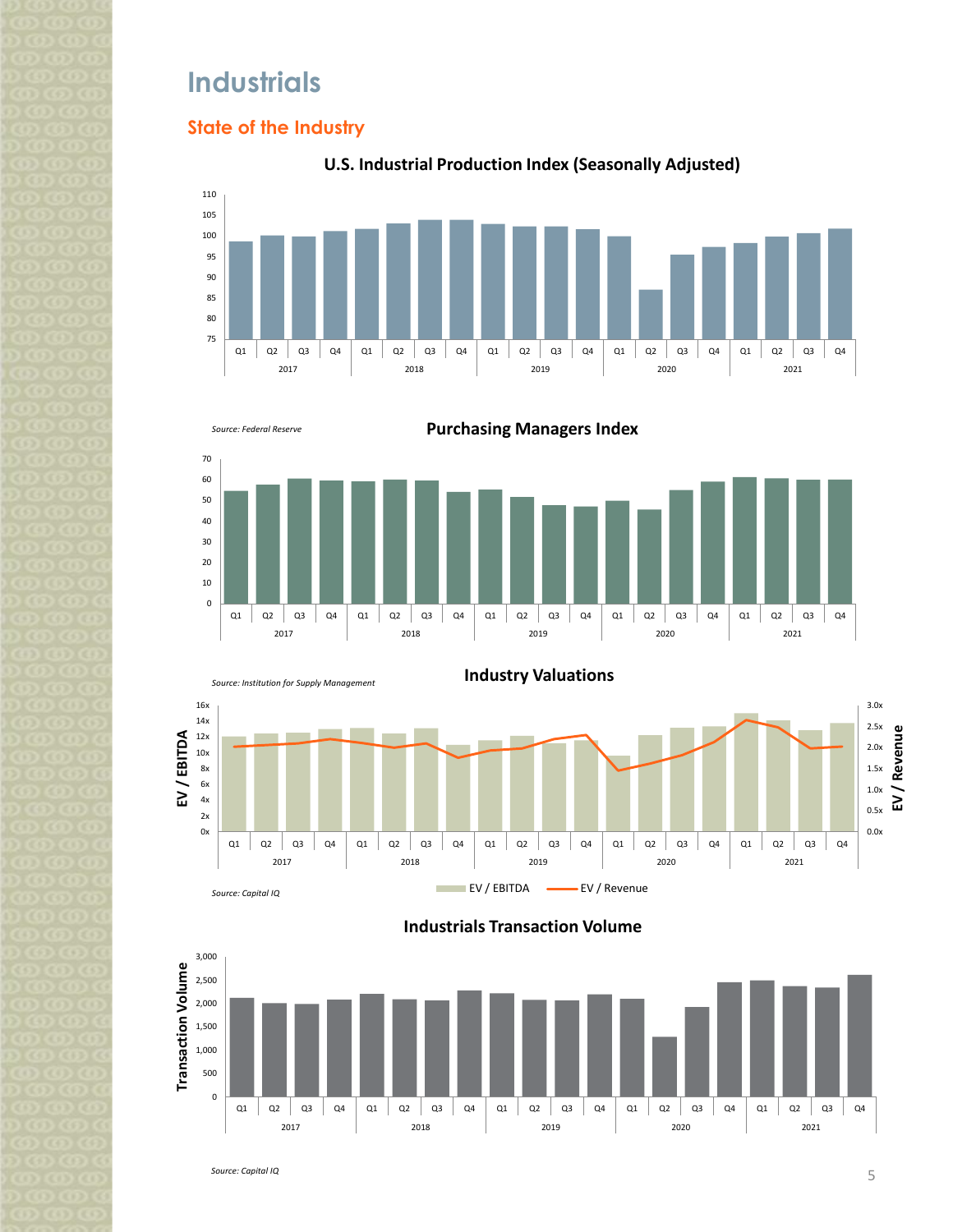# Industrials

## State of the Industry

**U.S. Industrial Production Index (Seasonally Adjusted)**

110
105
100
95
90
85
80
75

Q1 Q2 Q3 Q4 Q1 Q2 Q3 Q4 Q1 Q2 Q3 Q4 Q1 Q2 Q3 Q4 Q1 Q2 Q3 Q4
2017 2018 2019 2020 2021

*Source: Federal Reserve*

**Purchasing Managers Index**

70
60
50
40
30
20
10
0

Q1 Q2 Q3 Q4 Q1 Q2 Q3 Q4 Q1 Q2 Q3 Q4 Q1 Q2 Q3 Q4 Q1 Q2 Q3 Q4
2017 2018 2019 2020 2021

*Source: Institution for Supply Management*

**Industry Valuations**

EV / EBITDA
16x
14x
12x
10x
8x
6x
4x
2x
0x

EV / Revenue
3.0x
2.5x
2.0x
1.5x
1.0x
0.5x
0.0x

Q1 Q2 Q3 Q4 Q1 Q2 Q3 Q4 Q1 Q2 Q3 Q4 Q1 Q2 Q3 Q4 Q1 Q2 Q3 Q4
2017 2018 2019 2020 2021

EV / EBITDA — EV / Revenue

*Source: Capital IQ*

**Industrials Transaction Volume**

Transaction Volume
3,000
2,500
2,000
1,500
1,000
500
0

Q1 Q2 Q3 Q4 Q1 Q2 Q3 Q4 Q1 Q2 Q3 Q4 Q1 Q2 Q3 Q4 Q1 Q2 Q3 Q4
2017 2018 2019 2020 2021

*Source: Capital IQ*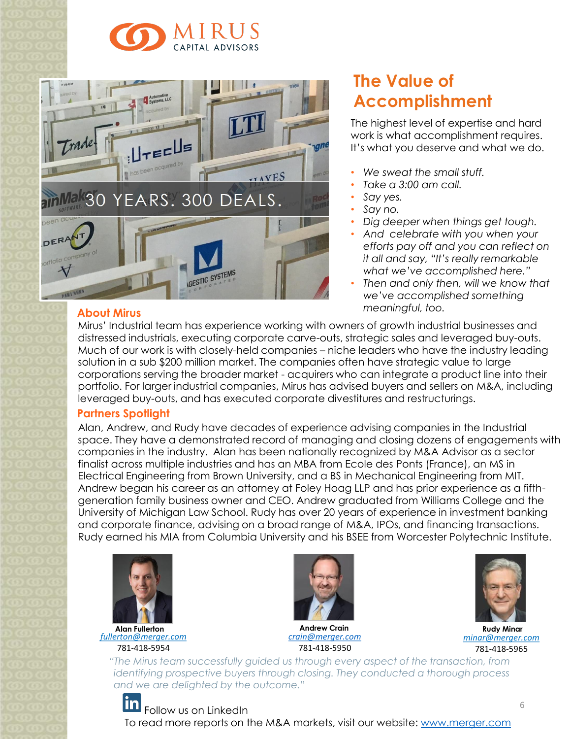MIRUS CAPITAL ADVISORS

30 YEARS. 300 DEALS.

## The Value of Accomplishment

The highest level of expertise and hard work is what accomplishment requires. It's what you deserve and what we do.

- *We sweat the small stuff.*
- *Take a 3:00 am call.*
- *Say yes.*
- *Say no.*
- *Dig deeper when things get tough.*
- *And celebrate with you when your efforts pay off and you can reflect on it all and say, "It's really remarkable what we've accomplished here."*
- *Then and only then, will we know that we've accomplished something meaningful, too.*

### About Mirus

Mirus' Industrial team has experience working with owners of growth industrial businesses and distressed industrials, executing corporate carve-outs, strategic sales and leveraged buy-outs. Much of our work is with closely-held companies – niche leaders who have the industry leading solution in a sub $200 million market. The companies often have strategic value to large corporations serving the broader market - acquirers who can integrate a product line into their portfolio. For larger industrial companies, Mirus has advised buyers and sellers on M&A, including leveraged buy-outs, and has executed corporate divestitures and restructurings.

### Partners Spotlight

Alan, Andrew, and Rudy have decades of experience advising companies in the Industrial space. They have a demonstrated record of managing and closing dozens of engagements with companies in the industry. Alan has been nationally recognized by M&A Advisor as a sector finalist across multiple industries and has an MBA from Ecole des Ponts (France), an MS in Electrical Engineering from Brown University, and a BS in Mechanical Engineering from MIT. Andrew began his career as an attorney at Foley Hoag LLP and has prior experience as a fifth-generation family business owner and CEO. Andrew graduated from Williams College and the University of Michigan Law School. Rudy has over 20 years of experience in investment banking and corporate finance, advising on a broad range of M&A, IPOs, and financing transactions. Rudy earned his MIA from Columbia University and his BSEE from Worcester Polytechnic Institute.

**Alan Fullerton**
*fullerton@merger.com*
781-418-5954

**Andrew Crain**
*crain@merger.com*
781-418-5950

**Rudy Minar**
*minar@merger.com*
781-418-5965

*"The Mirus team successfully guided us through every aspect of the transaction, from identifying prospective buyers through closing. They conducted a thorough process and we are delighted by the outcome."*

Follow us on LinkedIn

To read more reports on the M&A markets, visit our website: www.merger.com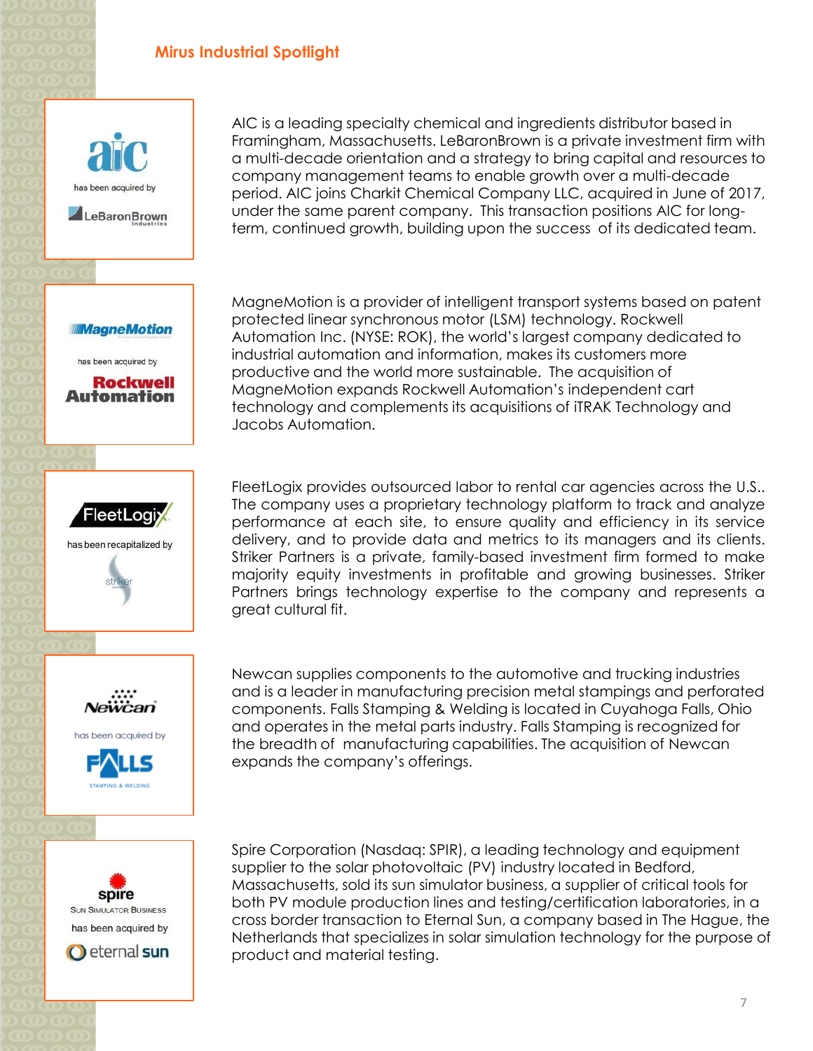## Mirus Industrial Spotlight

aic has been acquired by LeBaronBrown Industries

AIC is a leading specialty chemical and ingredients distributor based in Framingham, Massachusetts. LeBaronBrown is a private investment firm with a multi-decade orientation and a strategy to bring capital and resources to company management teams to enable growth over a multi-decade period. AIC joins Charkit Chemical Company LLC, acquired in June of 2017, under the same parent company. This transaction positions AIC for long-term, continued growth, building upon the success of its dedicated team.

MagneMotion has been acquired by Rockwell Automation

MagneMotion is a provider of intelligent transport systems based on patent protected linear synchronous motor (LSM) technology. Rockwell Automation Inc. (NYSE: ROK), the world's largest company dedicated to industrial automation and information, makes its customers more productive and the world more sustainable. The acquisition of MagneMotion expands Rockwell Automation's independent cart technology and complements its acquisitions of iTRAK Technology and Jacobs Automation.

FleetLogix has been recapitalized by striker

FleetLogix provides outsourced labor to rental car agencies across the U.S.. The company uses a proprietary technology platform to track and analyze performance at each site, to ensure quality and efficiency in its service delivery, and to provide data and metrics to its managers and its clients. Striker Partners is a private, family-based investment firm formed to make majority equity investments in profitable and growing businesses. Striker Partners brings technology expertise to the company and represents a great cultural fit.

Newcan has been acquired by FALLS Stamping & Welding

Newcan supplies components to the automotive and trucking industries and is a leader in manufacturing precision metal stampings and perforated components. Falls Stamping & Welding is located in Cuyahoga Falls, Ohio and operates in the metal parts industry. Falls Stamping is recognized for the breadth of manufacturing capabilities. The acquisition of Newcan expands the company's offerings.

spire Sun Simulator Business has been acquired by eternal sun

Spire Corporation (Nasdaq: SPIR), a leading technology and equipment supplier to the solar photovoltaic (PV) industry located in Bedford, Massachusetts, sold its sun simulator business, a supplier of critical tools for both PV module production lines and testing/certification laboratories, in a cross border transaction to Eternal Sun, a company based in The Hague, the Netherlands that specializes in solar simulation technology for the purpose of product and material testing.